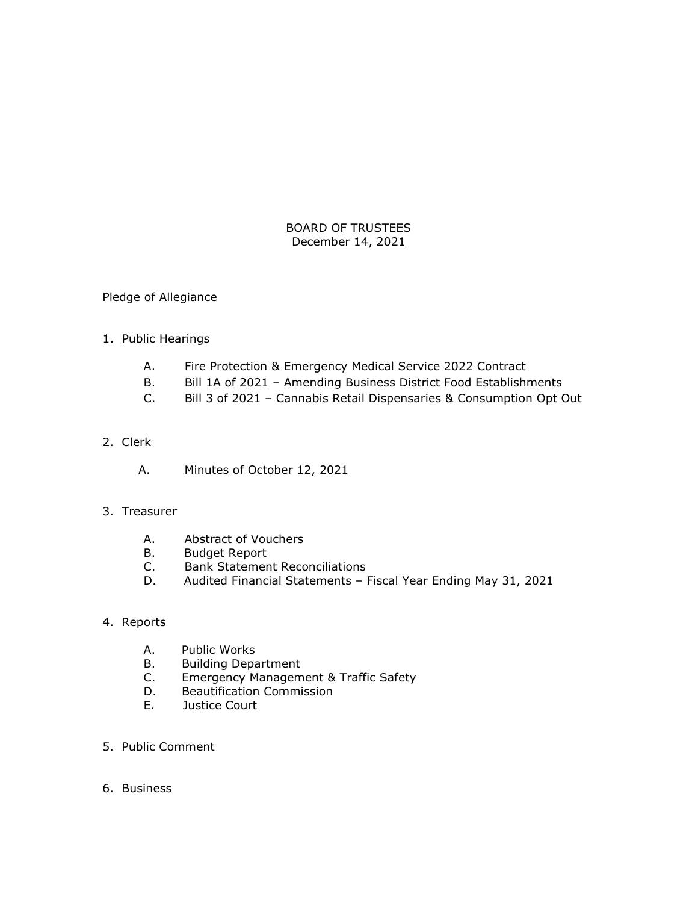# BOARD OF TRUSTEES
December 14, 2021

Pledge of Allegiance

1. Public Hearings

   A. Fire Protection & Emergency Medical Service 2022 Contract
   B. Bill 1A of 2021 – Amending Business District Food Establishments
   C. Bill 3 of 2021 – Cannabis Retail Dispensaries & Consumption Opt Out

2. Clerk

   A. Minutes of October 12, 2021

3. Treasurer

   A. Abstract of Vouchers
   B. Budget Report
   C. Bank Statement Reconciliations
   D. Audited Financial Statements – Fiscal Year Ending May 31, 2021

4. Reports

   A. Public Works
   B. Building Department
   C. Emergency Management & Traffic Safety
   D. Beautification Commission
   E. Justice Court

5. Public Comment

6. Business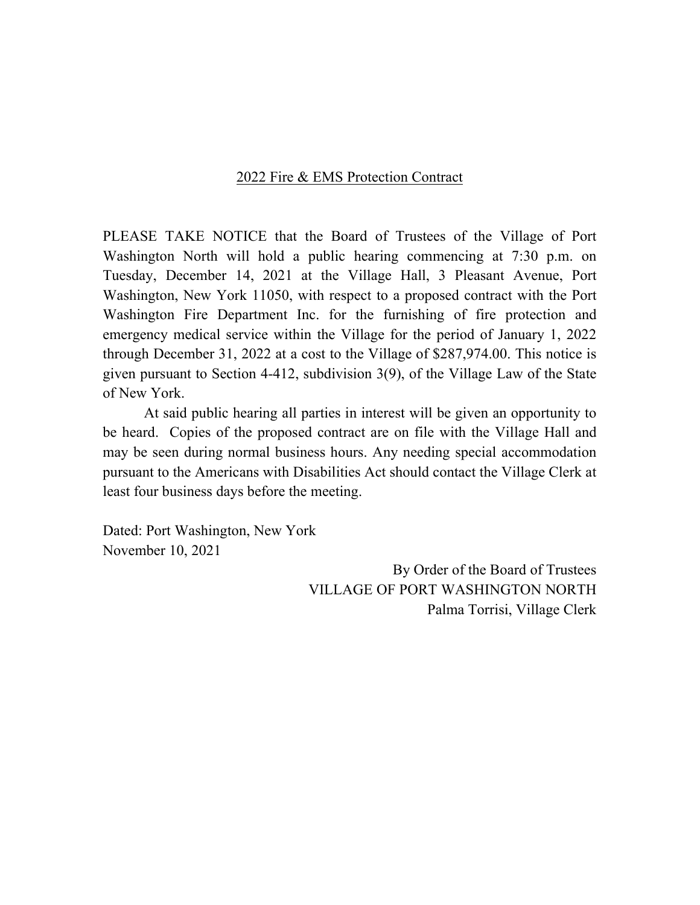<u>2022 Fire & EMS Protection Contract</u>

PLEASE TAKE NOTICE that the Board of Trustees of the Village of Port Washington North will hold a public hearing commencing at 7:30 p.m. on Tuesday, December 14, 2021 at the Village Hall, 3 Pleasant Avenue, Port Washington, New York 11050, with respect to a proposed contract with the Port Washington Fire Department Inc. for the furnishing of fire protection and emergency medical service within the Village for the period of January 1, 2022 through December 31, 2022 at a cost to the Village of $287,974.00. This notice is given pursuant to Section 4-412, subdivision 3(9), of the Village Law of the State of New York.

At said public hearing all parties in interest will be given an opportunity to be heard. Copies of the proposed contract are on file with the Village Hall and may be seen during normal business hours. Any needing special accommodation pursuant to the Americans with Disabilities Act should contact the Village Clerk at least four business days before the meeting.

Dated: Port Washington, New York
November 10, 2021

By Order of the Board of Trustees
VILLAGE OF PORT WASHINGTON NORTH
Palma Torrisi, Village Clerk